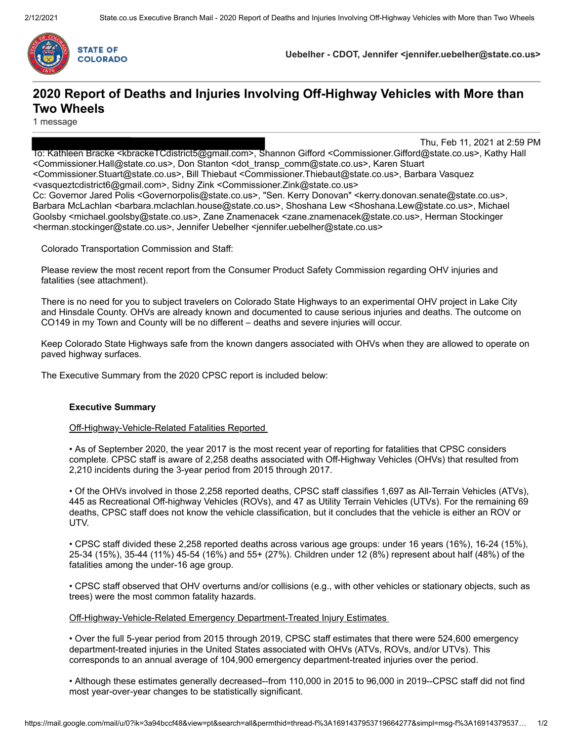**STATE OF COLORADO**

**Uebelher - CDOT, Jennifer <jennifer.uebelher@state.co.us>**

# 2020 Report of Deaths and Injuries Involving Off-Highway Vehicles with More than Two Wheels

1 message

Thu, Feb 11, 2021 at 2:59 PM

To: Kathleen Bracke <kbrackeTCdistrict5@gmail.com>, Shannon Gifford <Commissioner.Gifford@state.co.us>, Kathy Hall <Commissioner.Hall@state.co.us>, Don Stanton <dot_transp_comm@state.co.us>, Karen Stuart <Commissioner.Stuart@state.co.us>, Bill Thiebaut <Commissioner.Thiebaut@state.co.us>, Barbara Vasquez <vasqueztcdistrict6@gmail.com>, Sidny Zink <Commissioner.Zink@state.co.us>
Cc: Governor Jared Polis <Governorpolis@state.co.us>, "Sen. Kerry Donovan" <kerry.donovan.senate@state.co.us>, Barbara McLachlan <barbara.mclachlan.house@state.co.us>, Shoshana Lew <Shoshana.Lew@state.co.us>, Michael Goolsby <michael.goolsby@state.co.us>, Zane Znamenacek <zane.znamenacek@state.co.us>, Herman Stockinger <herman.stockinger@state.co.us>, Jennifer Uebelher <jennifer.uebelher@state.co.us>

Colorado Transportation Commission and Staff:

Please review the most recent report from the Consumer Product Safety Commission regarding OHV injuries and fatalities (see attachment).

There is no need for you to subject travelers on Colorado State Highways to an experimental OHV project in Lake City and Hinsdale County. OHVs are already known and documented to cause serious injuries and deaths. The outcome on CO149 in my Town and County will be no different – deaths and severe injuries will occur.

Keep Colorado State Highways safe from the known dangers associated with OHVs when they are allowed to operate on paved highway surfaces.

The Executive Summary from the 2020 CPSC report is included below:

**Executive Summary**

Off-Highway-Vehicle-Related Fatalities Reported

• As of September 2020, the year 2017 is the most recent year of reporting for fatalities that CPSC considers complete. CPSC staff is aware of 2,258 deaths associated with Off-Highway Vehicles (OHVs) that resulted from 2,210 incidents during the 3-year period from 2015 through 2017.

• Of the OHVs involved in those 2,258 reported deaths, CPSC staff classifies 1,697 as All-Terrain Vehicles (ATVs), 445 as Recreational Off-highway Vehicles (ROVs), and 47 as Utility Terrain Vehicles (UTVs). For the remaining 69 deaths, CPSC staff does not know the vehicle classification, but it concludes that the vehicle is either an ROV or UTV.

• CPSC staff divided these 2,258 reported deaths across various age groups: under 16 years (16%), 16-24 (15%), 25-34 (15%), 35-44 (11%) 45-54 (16%) and 55+ (27%). Children under 12 (8%) represent about half (48%) of the fatalities among the under-16 age group.

• CPSC staff observed that OHV overturns and/or collisions (e.g., with other vehicles or stationary objects, such as trees) were the most common fatality hazards.

Off-Highway-Vehicle-Related Emergency Department-Treated Injury Estimates

• Over the full 5-year period from 2015 through 2019, CPSC staff estimates that there were 524,600 emergency department-treated injuries in the United States associated with OHVs (ATVs, ROVs, and/or UTVs). This corresponds to an annual average of 104,900 emergency department-treated injuries over the period.

• Although these estimates generally decreased--from 110,000 in 2015 to 96,000 in 2019--CPSC staff did not find most year-over-year changes to be statistically significant.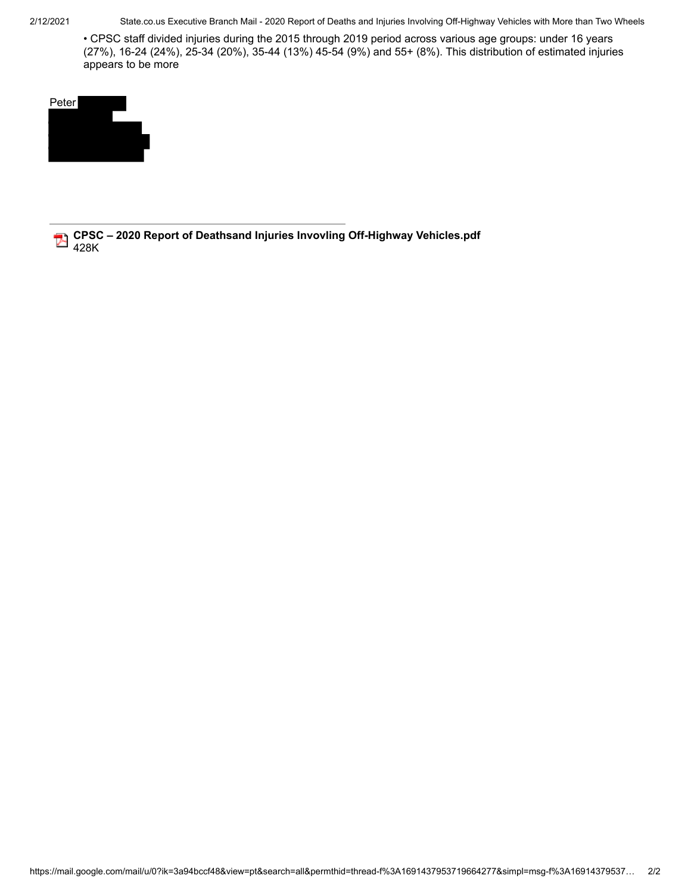- CPSC staff divided injuries during the 2015 through 2019 period across various age groups: under 16 years (27%), 16-24 (24%), 25-34 (20%), 35-44 (13%) 45-54 (9%) and 55+ (8%). This distribution of estimated injuries appears to be more

Peter

---

**CPSC – 2020 Report of Deathsand Injuries Invovling Off-Highway Vehicles.pdf**
428K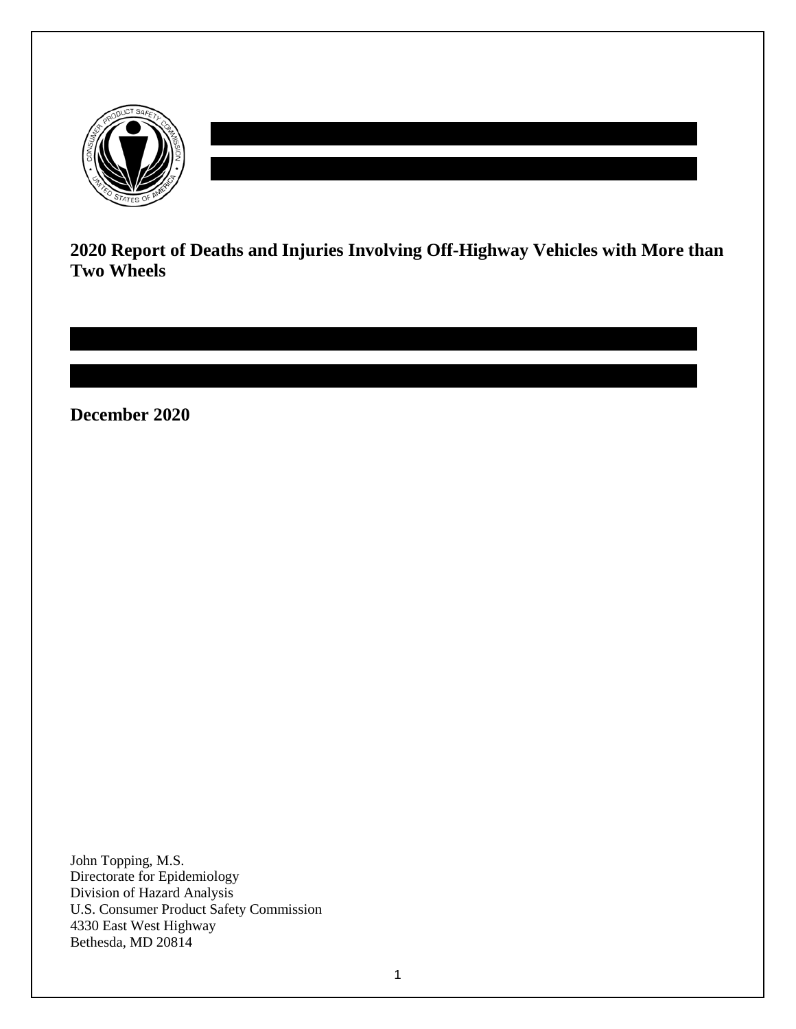**2020 Report of Deaths and Injuries Involving Off-Highway Vehicles with More than Two Wheels**

**December 2020**

John Topping, M.S.
Directorate for Epidemiology
Division of Hazard Analysis
U.S. Consumer Product Safety Commission
4330 East West Highway
Bethesda, MD 20814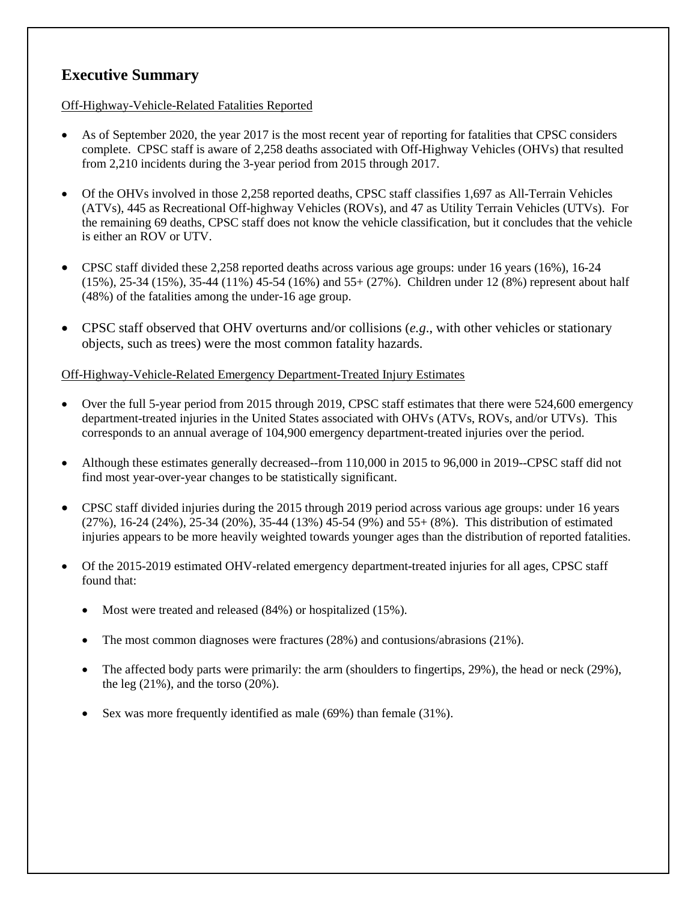## Executive Summary

Off-Highway-Vehicle-Related Fatalities Reported

- As of September 2020, the year 2017 is the most recent year of reporting for fatalities that CPSC considers complete. CPSC staff is aware of 2,258 deaths associated with Off-Highway Vehicles (OHVs) that resulted from 2,210 incidents during the 3-year period from 2015 through 2017.
- Of the OHVs involved in those 2,258 reported deaths, CPSC staff classifies 1,697 as All-Terrain Vehicles (ATVs), 445 as Recreational Off-highway Vehicles (ROVs), and 47 as Utility Terrain Vehicles (UTVs). For the remaining 69 deaths, CPSC staff does not know the vehicle classification, but it concludes that the vehicle is either an ROV or UTV.
- CPSC staff divided these 2,258 reported deaths across various age groups: under 16 years (16%), 16-24 (15%), 25-34 (15%), 35-44 (11%) 45-54 (16%) and 55+ (27%). Children under 12 (8%) represent about half (48%) of the fatalities among the under-16 age group.
- CPSC staff observed that OHV overturns and/or collisions (*e.g*., with other vehicles or stationary objects, such as trees) were the most common fatality hazards.

Off-Highway-Vehicle-Related Emergency Department-Treated Injury Estimates

- Over the full 5-year period from 2015 through 2019, CPSC staff estimates that there were 524,600 emergency department-treated injuries in the United States associated with OHVs (ATVs, ROVs, and/or UTVs). This corresponds to an annual average of 104,900 emergency department-treated injuries over the period.
- Although these estimates generally decreased--from 110,000 in 2015 to 96,000 in 2019--CPSC staff did not find most year-over-year changes to be statistically significant.
- CPSC staff divided injuries during the 2015 through 2019 period across various age groups: under 16 years (27%), 16-24 (24%), 25-34 (20%), 35-44 (13%) 45-54 (9%) and 55+ (8%). This distribution of estimated injuries appears to be more heavily weighted towards younger ages than the distribution of reported fatalities.
- Of the 2015-2019 estimated OHV-related emergency department-treated injuries for all ages, CPSC staff found that:
  - Most were treated and released (84%) or hospitalized (15%).
  - The most common diagnoses were fractures (28%) and contusions/abrasions (21%).
  - The affected body parts were primarily: the arm (shoulders to fingertips, 29%), the head or neck (29%), the leg (21%), and the torso (20%).
  - Sex was more frequently identified as male (69%) than female (31%).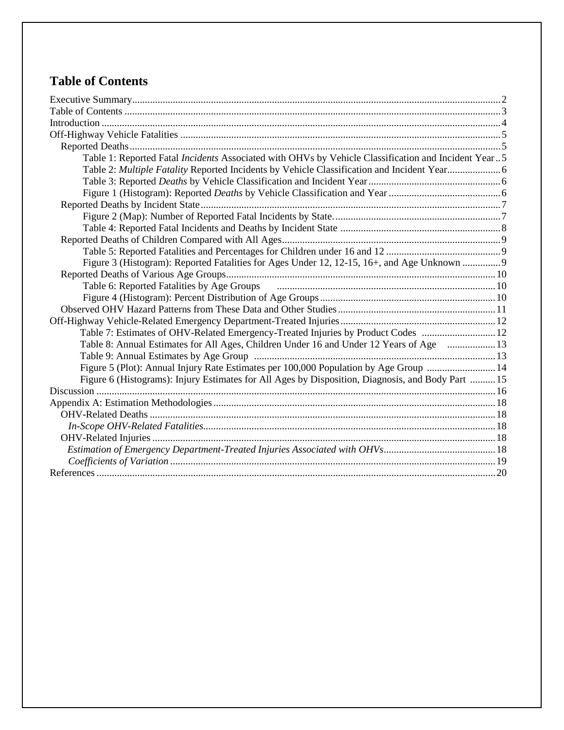## Table of Contents

- Executive Summary ... 2
- Table of Contents ... 3
- Introduction ... 4
- Off-Highway Vehicle Fatalities ... 5
  - Reported Deaths ... 5
    - Table 1: Reported Fatal *Incidents* Associated with OHVs by Vehicle Classification and Incident Year ... 5
    - Table 2: *Multiple Fatality* Reported Incidents by Vehicle Classification and Incident Year ... 6
    - Table 3: Reported *Deaths* by Vehicle Classification and Incident Year ... 6
    - Figure 1 (Histogram): Reported *Deaths* by Vehicle Classification and Year ... 6
  - Reported Deaths by Incident State ... 7
    - Figure 2 (Map): Number of Reported Fatal Incidents by State. ... 7
    - Table 4: Reported Fatal Incidents and Deaths by Incident State ... 8
  - Reported Deaths of Children Compared with All Ages ... 9
    - Table 5: Reported Fatalities and Percentages for Children under 16 and 12 ... 9
    - Figure 3 (Histogram): Reported Fatalities for Ages Under 12, 12-15, 16+, and Age Unknown ... 9
  - Reported Deaths of Various Age Groups ... 10
    - Table 6: Reported Fatalities by Age Groups ... 10
    - Figure 4 (Histogram): Percent Distribution of Age Groups ... 10
  - Observed OHV Hazard Patterns from These Data and Other Studies ... 11
- Off-Highway Vehicle-Related Emergency Department-Treated Injuries ... 12
  - Table 7: Estimates of OHV-Related Emergency-Treated Injuries by Product Codes ... 12
  - Table 8: Annual Estimates for All Ages, Children Under 16 and Under 12 Years of Age ... 13
  - Table 9: Annual Estimates by Age Group ... 13
  - Figure 5 (Plot): Annual Injury Rate Estimates per 100,000 Population by Age Group ... 14
  - Figure 6 (Histograms): Injury Estimates for All Ages by Disposition, Diagnosis, and Body Part ... 15
- Discussion ... 16
- Appendix A: Estimation Methodologies ... 18
  - OHV-Related Deaths ... 18
    - *In-Scope OHV-Related Fatalities* ... 18
  - OHV-Related Injuries ... 18
    - *Estimation of Emergency Department-Treated Injuries Associated with OHVs* ... 18
    - *Coefficients of Variation* ... 19
- References ... 20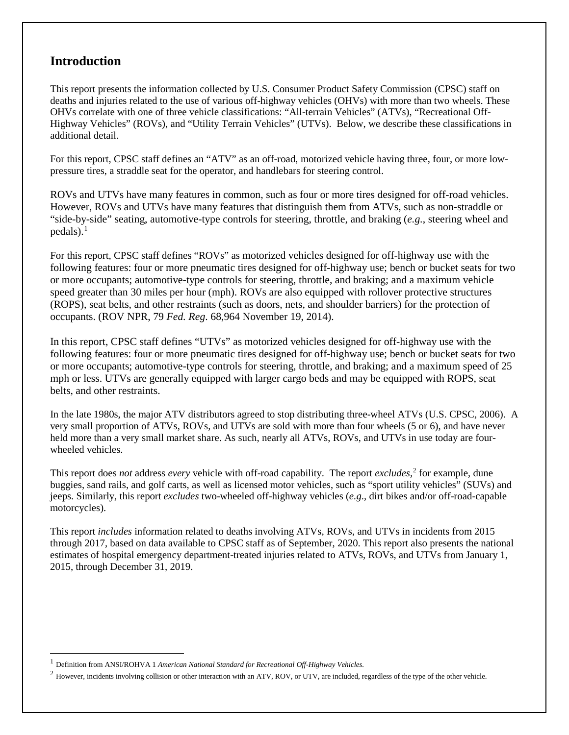## Introduction

This report presents the information collected by U.S. Consumer Product Safety Commission (CPSC) staff on deaths and injuries related to the use of various off-highway vehicles (OHVs) with more than two wheels. These OHVs correlate with one of three vehicle classifications: "All-terrain Vehicles" (ATVs), "Recreational Off-Highway Vehicles" (ROVs), and "Utility Terrain Vehicles" (UTVs). Below, we describe these classifications in additional detail.

For this report, CPSC staff defines an "ATV" as an off-road, motorized vehicle having three, four, or more low-pressure tires, a straddle seat for the operator, and handlebars for steering control.

ROVs and UTVs have many features in common, such as four or more tires designed for off-road vehicles. However, ROVs and UTVs have many features that distinguish them from ATVs, such as non-straddle or "side-by-side" seating, automotive-type controls for steering, throttle, and braking (*e.g.*, steering wheel and pedals).[1]

For this report, CPSC staff defines "ROVs" as motorized vehicles designed for off-highway use with the following features: four or more pneumatic tires designed for off-highway use; bench or bucket seats for two or more occupants; automotive-type controls for steering, throttle, and braking; and a maximum vehicle speed greater than 30 miles per hour (mph). ROVs are also equipped with rollover protective structures (ROPS), seat belts, and other restraints (such as doors, nets, and shoulder barriers) for the protection of occupants. (ROV NPR, 79 *Fed. Reg*. 68,964 November 19, 2014).

In this report, CPSC staff defines "UTVs" as motorized vehicles designed for off-highway use with the following features: four or more pneumatic tires designed for off-highway use; bench or bucket seats for two or more occupants; automotive-type controls for steering, throttle, and braking; and a maximum speed of 25 mph or less. UTVs are generally equipped with larger cargo beds and may be equipped with ROPS, seat belts, and other restraints.

In the late 1980s, the major ATV distributors agreed to stop distributing three-wheel ATVs (U.S. CPSC, 2006). A very small proportion of ATVs, ROVs, and UTVs are sold with more than four wheels (5 or 6), and have never held more than a very small market share. As such, nearly all ATVs, ROVs, and UTVs in use today are four-wheeled vehicles.

This report does *not* address *every* vehicle with off-road capability. The report *excludes*,[2] for example, dune buggies, sand rails, and golf carts, as well as licensed motor vehicles, such as "sport utility vehicles" (SUVs) and jeeps. Similarly, this report *excludes* two-wheeled off-highway vehicles (*e.g*., dirt bikes and/or off-road-capable motorcycles).

This report *includes* information related to deaths involving ATVs, ROVs, and UTVs in incidents from 2015 through 2017, based on data available to CPSC staff as of September, 2020. This report also presents the national estimates of hospital emergency department-treated injuries related to ATVs, ROVs, and UTVs from January 1, 2015, through December 31, 2019.

---

[1] Definition from ANSI/ROHVA 1 *American National Standard for Recreational Off-Highway Vehicles.*

[2] However, incidents involving collision or other interaction with an ATV, ROV, or UTV, are included, regardless of the type of the other vehicle.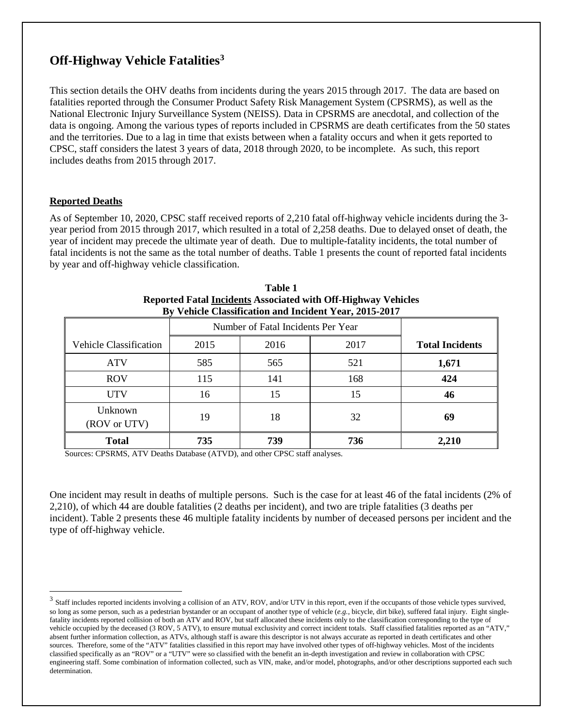## Off-Highway Vehicle Fatalities[3]

This section details the OHV deaths from incidents during the years 2015 through 2017. The data are based on fatalities reported through the Consumer Product Safety Risk Management System (CPSRMS), as well as the National Electronic Injury Surveillance System (NEISS). Data in CPSRMS are anecdotal, and collection of the data is ongoing. Among the various types of reports included in CPSRMS are death certificates from the 50 states and the territories. Due to a lag in time that exists between when a fatality occurs and when it gets reported to CPSC, staff considers the latest 3 years of data, 2018 through 2020, to be incomplete. As such, this report includes deaths from 2015 through 2017.

### Reported Deaths

As of September 10, 2020, CPSC staff received reports of 2,210 fatal off-highway vehicle incidents during the 3-year period from 2015 through 2017, which resulted in a total of 2,258 deaths. Due to delayed onset of death, the year of incident may precede the ultimate year of death. Due to multiple-fatality incidents, the total number of fatal incidents is not the same as the total number of deaths. Table 1 presents the count of reported fatal incidents by year and off-highway vehicle classification.

**Table 1**
**Reported Fatal Incidents Associated with Off-Highway Vehicles**
**By Vehicle Classification and Incident Year, 2015-2017**

| | Number of Fatal Incidents Per Year | | | |
|---|---|---|---|---|
| Vehicle Classification | 2015 | 2016 | 2017 | **Total Incidents** |
| ATV | 585 | 565 | 521 | **1,671** |
| ROV | 115 | 141 | 168 | **424** |
| UTV | 16 | 15 | 15 | **46** |
| Unknown (ROV or UTV) | 19 | 18 | 32 | **69** |
| **Total** | **735** | **739** | **736** | **2,210** |

Sources: CPSRMS, ATV Deaths Database (ATVD), and other CPSC staff analyses.

One incident may result in deaths of multiple persons. Such is the case for at least 46 of the fatal incidents (2% of 2,210), of which 44 are double fatalities (2 deaths per incident), and two are triple fatalities (3 deaths per incident). Table 2 presents these 46 multiple fatality incidents by number of deceased persons per incident and the type of off-highway vehicle.

---

[3] Staff includes reported incidents involving a collision of an ATV, ROV, and/or UTV in this report, even if the occupants of those vehicle types survived, so long as some person, such as a pedestrian bystander or an occupant of another type of vehicle (*e.g.*, bicycle, dirt bike), suffered fatal injury. Eight single-fatality incidents reported collision of both an ATV and ROV, but staff allocated these incidents only to the classification corresponding to the type of vehicle occupied by the deceased (3 ROV, 5 ATV), to ensure mutual exclusivity and correct incident totals. Staff classified fatalities reported as an "ATV," absent further information collection, as ATVs, although staff is aware this descriptor is not always accurate as reported in death certificates and other sources. Therefore, some of the "ATV" fatalities classified in this report may have involved other types of off-highway vehicles. Most of the incidents classified specifically as an "ROV" or a "UTV" were so classified with the benefit an in-depth investigation and review in collaboration with CPSC engineering staff. Some combination of information collected, such as VIN, make, and/or model, photographs, and/or other descriptions supported each such determination.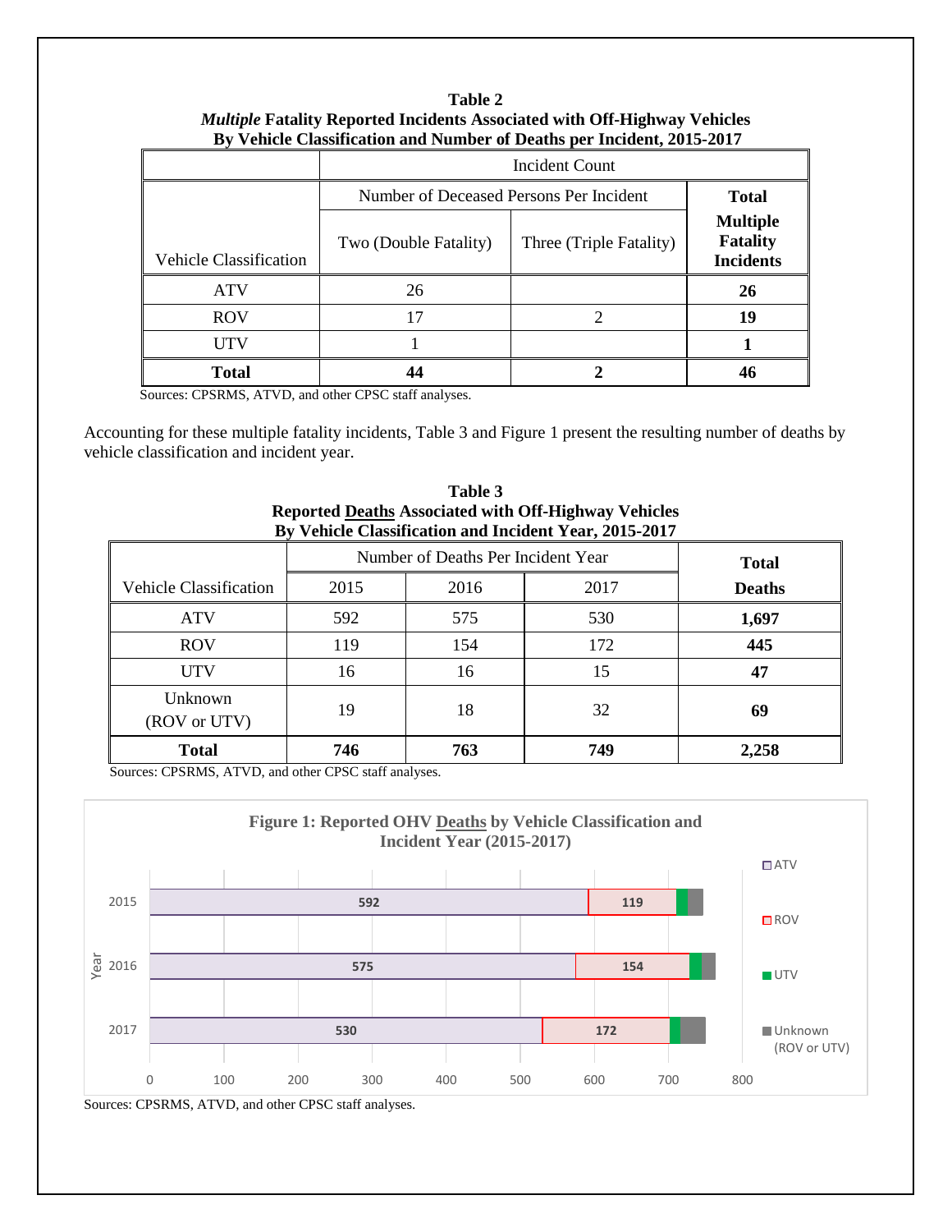**Table 2**
***Multiple* Fatality Reported Incidents Associated with Off-Highway Vehicles**
**By Vehicle Classification and Number of Deaths per Incident, 2015-2017**

| | Incident Count | | |
|---|---|---|---|
| | Number of Deceased Persons Per Incident | | **Total Multiple Fatality Incidents** |
| Vehicle Classification | Two (Double Fatality) | Three (Triple Fatality) | |
| ATV | 26 | | **26** |
| ROV | 17 | 2 | **19** |
| UTV | 1 | | **1** |
| **Total** | **44** | **2** | **46** |

Sources: CPSRMS, ATVD, and other CPSC staff analyses.

Accounting for these multiple fatality incidents, Table 3 and Figure 1 present the resulting number of deaths by vehicle classification and incident year.

**Table 3**
**Reported Deaths Associated with Off-Highway Vehicles**
**By Vehicle Classification and Incident Year, 2015-2017**

| | Number of Deaths Per Incident Year | | | **Total Deaths** |
|---|---|---|---|---|
| Vehicle Classification | 2015 | 2016 | 2017 | |
| ATV | 592 | 575 | 530 | **1,697** |
| ROV | 119 | 154 | 172 | **445** |
| UTV | 16 | 16 | 15 | **47** |
| Unknown (ROV or UTV) | 19 | 18 | 32 | **69** |
| **Total** | **746** | **763** | **749** | **2,258** |

Sources: CPSRMS, ATVD, and other CPSC staff analyses.

**Figure 1: Reported OHV Deaths by Vehicle Classification and Incident Year (2015-2017)**

| Year | ATV | ROV | UTV | Unknown (ROV or UTV) |
|---|---|---|---|---|
| 2015 | 592 | 119 | | |
| 2016 | 575 | 154 | | |
| 2017 | 530 | 172 | | |

Sources: CPSRMS, ATVD, and other CPSC staff analyses.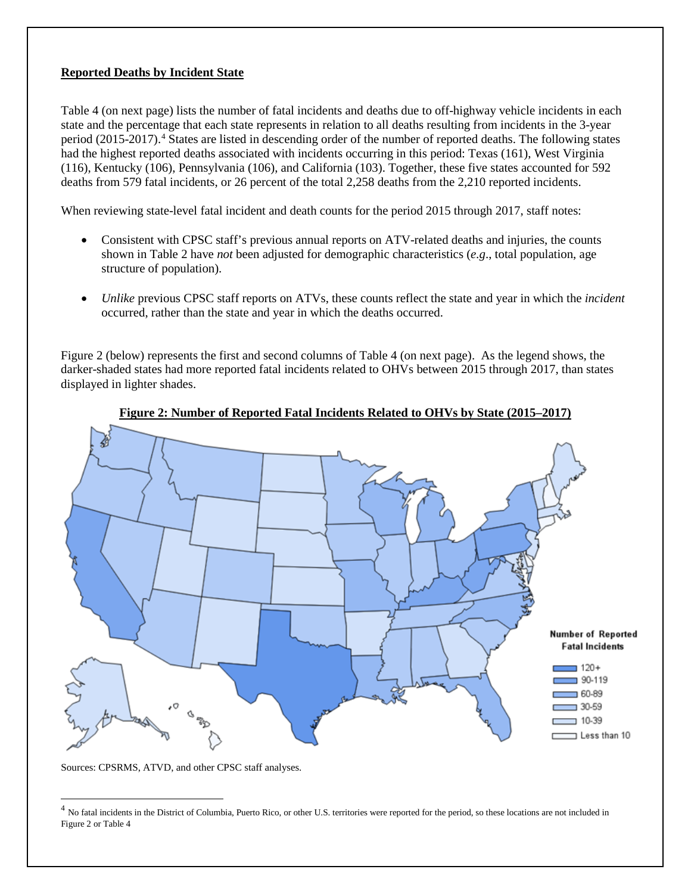**Reported Deaths by Incident State**

Table 4 (on next page) lists the number of fatal incidents and deaths due to off-highway vehicle incidents in each state and the percentage that each state represents in relation to all deaths resulting from incidents in the 3-year period (2015-2017).[4] States are listed in descending order of the number of reported deaths. The following states had the highest reported deaths associated with incidents occurring in this period: Texas (161), West Virginia (116), Kentucky (106), Pennsylvania (106), and California (103). Together, these five states accounted for 592 deaths from 579 fatal incidents, or 26 percent of the total 2,258 deaths from the 2,210 reported incidents.

When reviewing state-level fatal incident and death counts for the period 2015 through 2017, staff notes:

- Consistent with CPSC staff's previous annual reports on ATV-related deaths and injuries, the counts shown in Table 2 have *not* been adjusted for demographic characteristics (*e.g*., total population, age structure of population).
- *Unlike* previous CPSC staff reports on ATVs, these counts reflect the state and year in which the *incident* occurred, rather than the state and year in which the deaths occurred.

Figure 2 (below) represents the first and second columns of Table 4 (on next page). As the legend shows, the darker-shaded states had more reported fatal incidents related to OHVs between 2015 through 2017, than states displayed in lighter shades.

**Figure 2: Number of Reported Fatal Incidents Related to OHVs by State (2015–2017)**

Number of Reported Fatal Incidents: 120+; 90-119; 60-89; 30-59; 10-39; Less than 10

Sources: CPSRMS, ATVD, and other CPSC staff analyses.

[4] No fatal incidents in the District of Columbia, Puerto Rico, or other U.S. territories were reported for the period, so these locations are not included in Figure 2 or Table 4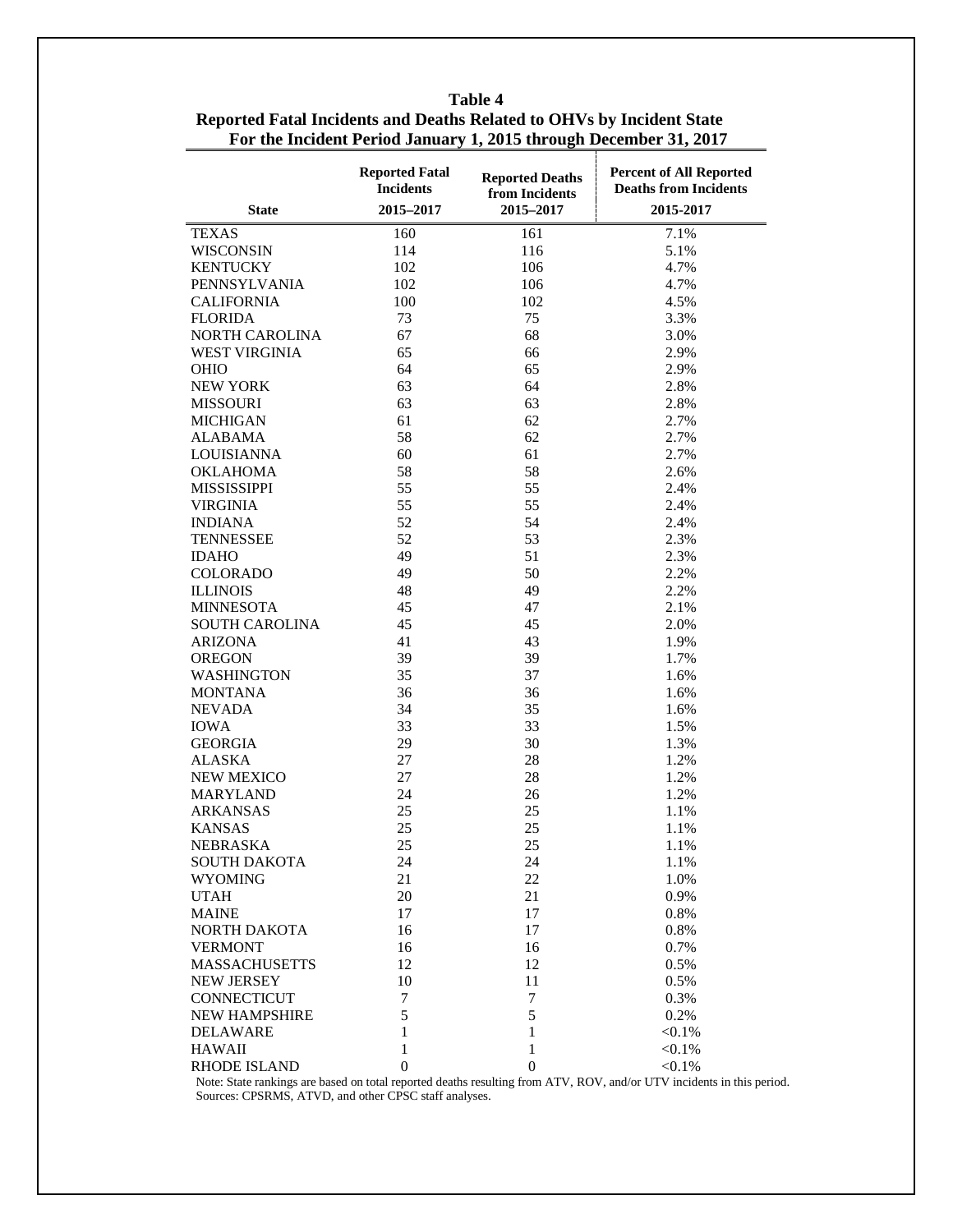**Table 4**
**Reported Fatal Incidents and Deaths Related to OHVs by Incident State**
**For the Incident Period January 1, 2015 through December 31, 2017**

| State | Reported Fatal Incidents 2015–2017 | Reported Deaths from Incidents 2015–2017 | Percent of All Reported Deaths from Incidents 2015-2017 |
|---|---|---|---|
| TEXAS | 160 | 161 | 7.1% |
| WISCONSIN | 114 | 116 | 5.1% |
| KENTUCKY | 102 | 106 | 4.7% |
| PENNSYLVANIA | 102 | 106 | 4.7% |
| CALIFORNIA | 100 | 102 | 4.5% |
| FLORIDA | 73 | 75 | 3.3% |
| NORTH CAROLINA | 67 | 68 | 3.0% |
| WEST VIRGINIA | 65 | 66 | 2.9% |
| OHIO | 64 | 65 | 2.9% |
| NEW YORK | 63 | 64 | 2.8% |
| MISSOURI | 63 | 63 | 2.8% |
| MICHIGAN | 61 | 62 | 2.7% |
| ALABAMA | 58 | 62 | 2.7% |
| LOUISIANNA | 60 | 61 | 2.7% |
| OKLAHOMA | 58 | 58 | 2.6% |
| MISSISSIPPI | 55 | 55 | 2.4% |
| VIRGINIA | 55 | 55 | 2.4% |
| INDIANA | 52 | 54 | 2.4% |
| TENNESSEE | 52 | 53 | 2.3% |
| IDAHO | 49 | 51 | 2.3% |
| COLORADO | 49 | 50 | 2.2% |
| ILLINOIS | 48 | 49 | 2.2% |
| MINNESOTA | 45 | 47 | 2.1% |
| SOUTH CAROLINA | 45 | 45 | 2.0% |
| ARIZONA | 41 | 43 | 1.9% |
| OREGON | 39 | 39 | 1.7% |
| WASHINGTON | 35 | 37 | 1.6% |
| MONTANA | 36 | 36 | 1.6% |
| NEVADA | 34 | 35 | 1.6% |
| IOWA | 33 | 33 | 1.5% |
| GEORGIA | 29 | 30 | 1.3% |
| ALASKA | 27 | 28 | 1.2% |
| NEW MEXICO | 27 | 28 | 1.2% |
| MARYLAND | 24 | 26 | 1.2% |
| ARKANSAS | 25 | 25 | 1.1% |
| KANSAS | 25 | 25 | 1.1% |
| NEBRASKA | 25 | 25 | 1.1% |
| SOUTH DAKOTA | 24 | 24 | 1.1% |
| WYOMING | 21 | 22 | 1.0% |
| UTAH | 20 | 21 | 0.9% |
| MAINE | 17 | 17 | 0.8% |
| NORTH DAKOTA | 16 | 17 | 0.8% |
| VERMONT | 16 | 16 | 0.7% |
| MASSACHUSETTS | 12 | 12 | 0.5% |
| NEW JERSEY | 10 | 11 | 0.5% |
| CONNECTICUT | 7 | 7 | 0.3% |
| NEW HAMPSHIRE | 5 | 5 | 0.2% |
| DELAWARE | 1 | 1 | <0.1% |
| HAWAII | 1 | 1 | <0.1% |
| RHODE ISLAND | 0 | 0 | <0.1% |

Note: State rankings are based on total reported deaths resulting from ATV, ROV, and/or UTV incidents in this period.
Sources: CPSRMS, ATVD, and other CPSC staff analyses.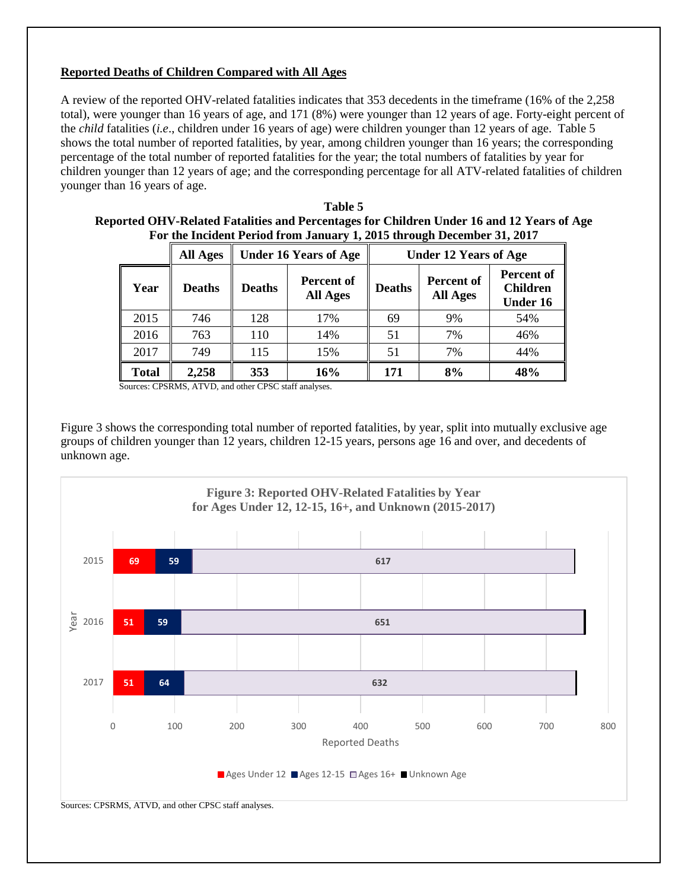## Reported Deaths of Children Compared with All Ages

A review of the reported OHV-related fatalities indicates that 353 decedents in the timeframe (16% of the 2,258 total), were younger than 16 years of age, and 171 (8%) were younger than 12 years of age. Forty-eight percent of the *child* fatalities (*i.e*., children under 16 years of age) were children younger than 12 years of age. Table 5 shows the total number of reported fatalities, by year, among children younger than 16 years; the corresponding percentage of the total number of reported fatalities for the year; the total numbers of fatalities by year for children younger than 12 years of age; and the corresponding percentage for all ATV-related fatalities of children younger than 16 years of age.

**Table 5**
**Reported OHV-Related Fatalities and Percentages for Children Under 16 and 12 Years of Age For the Incident Period from January 1, 2015 through December 31, 2017**

| | All Ages | Under 16 Years of Age | | Under 12 Years of Age | | |
|---|---|---|---|---|---|---|
| **Year** | **Deaths** | **Deaths** | **Percent of All Ages** | **Deaths** | **Percent of All Ages** | **Percent of Children Under 16** |
| 2015 | 746 | 128 | 17% | 69 | 9% | 54% |
| 2016 | 763 | 110 | 14% | 51 | 7% | 46% |
| 2017 | 749 | 115 | 15% | 51 | 7% | 44% |
| **Total** | **2,258** | **353** | **16%** | **171** | **8%** | **48%** |

Sources: CPSRMS, ATVD, and other CPSC staff analyses.

Figure 3 shows the corresponding total number of reported fatalities, by year, split into mutually exclusive age groups of children younger than 12 years, children 12-15 years, persons age 16 and over, and decedents of unknown age.

**Figure 3: Reported OHV-Related Fatalities by Year for Ages Under 12, 12-15, 16+, and Unknown (2015-2017)**

| Year | Ages Under 12 | Ages 12-15 | Ages 16+ |
|---|---|---|---|
| 2015 | 69 | 59 | 617 |
| 2016 | 51 | 59 | 651 |
| 2017 | 51 | 64 | 632 |

Sources: CPSRMS, ATVD, and other CPSC staff analyses.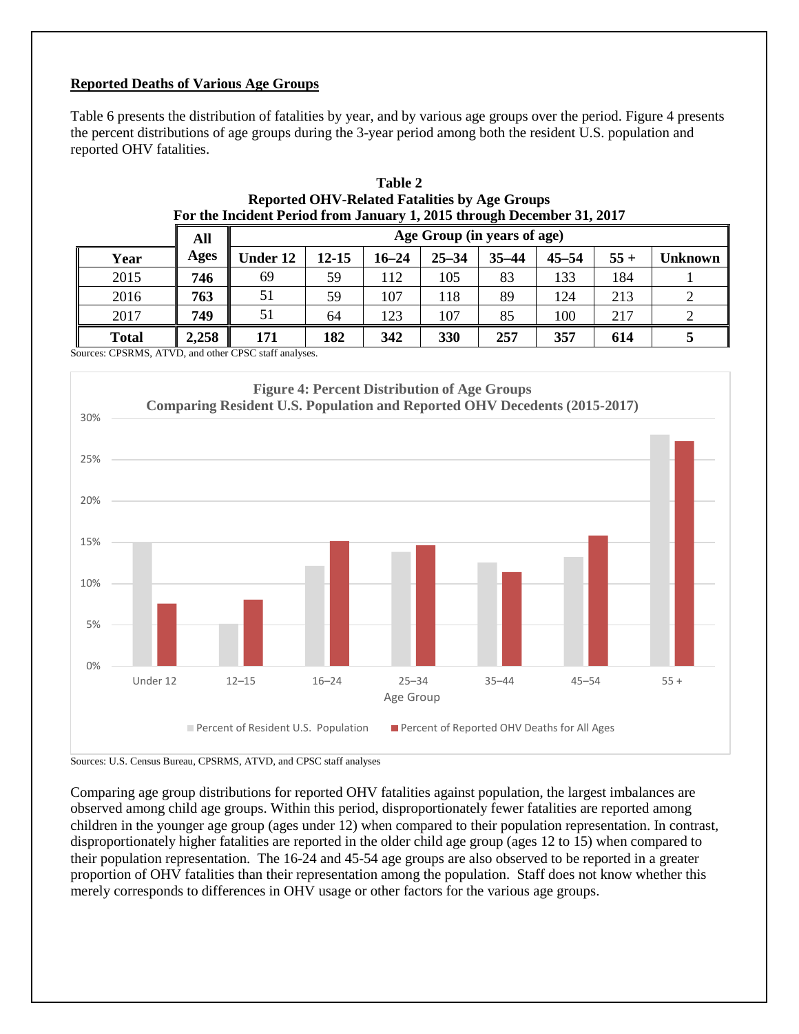**Reported Deaths of Various Age Groups**

Table 6 presents the distribution of fatalities by year, and by various age groups over the period. Figure 4 presents the percent distributions of age groups during the 3-year period among both the resident U.S. population and reported OHV fatalities.

**Table 2**
**Reported OHV-Related Fatalities by Age Groups**
**For the Incident Period from January 1, 2015 through December 31, 2017**

| Year | All Ages | Age Group (in years of age) | | | | | | | |
|---|---|---|---|---|---|---|---|---|---|
| | | **Under 12** | **12-15** | **16–24** | **25–34** | **35–44** | **45–54** | **55 +** | **Unknown** |
| 2015 | **746** | 69 | 59 | 112 | 105 | 83 | 133 | 184 | 1 |
| 2016 | **763** | 51 | 59 | 107 | 118 | 89 | 124 | 213 | 2 |
| 2017 | **749** | 51 | 64 | 123 | 107 | 85 | 100 | 217 | 2 |
| **Total** | **2,258** | **171** | **182** | **342** | **330** | **257** | **357** | **614** | **5** |

Sources: CPSRMS, ATVD, and other CPSC staff analyses.

**Figure 4: Percent Distribution of Age Groups**
**Comparing Resident U.S. Population and Reported OHV Decedents (2015-2017)**

Sources: U.S. Census Bureau, CPSRMS, ATVD, and CPSC staff analyses

Comparing age group distributions for reported OHV fatalities against population, the largest imbalances are observed among child age groups. Within this period, disproportionately fewer fatalities are reported among children in the younger age group (ages under 12) when compared to their population representation. In contrast, disproportionately higher fatalities are reported in the older child age group (ages 12 to 15) when compared to their population representation. The 16-24 and 45-54 age groups are also observed to be reported in a greater proportion of OHV fatalities than their representation among the population. Staff does not know whether this merely corresponds to differences in OHV usage or other factors for the various age groups.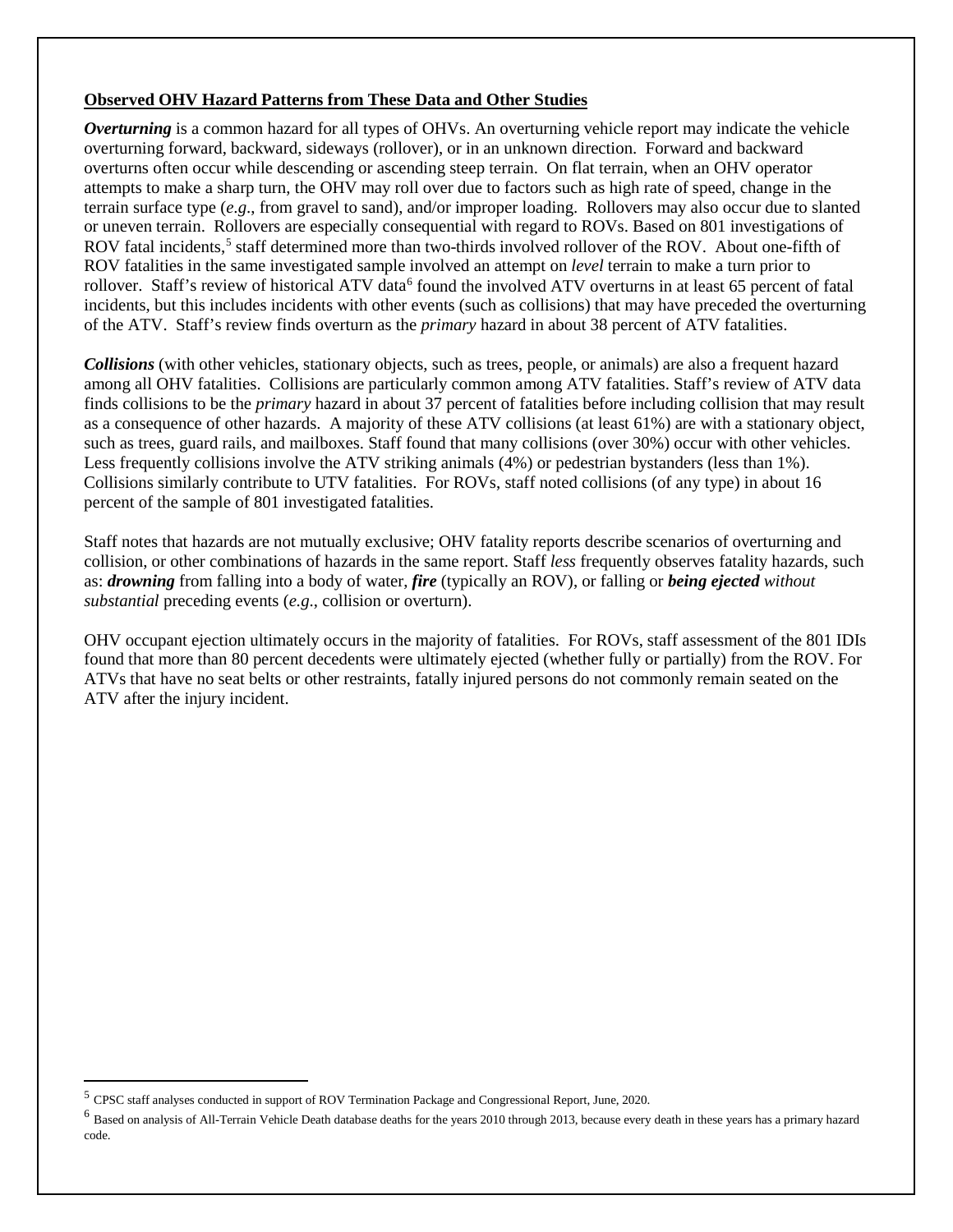**Observed OHV Hazard Patterns from These Data and Other Studies**

***Overturning*** is a common hazard for all types of OHVs. An overturning vehicle report may indicate the vehicle overturning forward, backward, sideways (rollover), or in an unknown direction. Forward and backward overturns often occur while descending or ascending steep terrain. On flat terrain, when an OHV operator attempts to make a sharp turn, the OHV may roll over due to factors such as high rate of speed, change in the terrain surface type (*e.g*., from gravel to sand), and/or improper loading. Rollovers may also occur due to slanted or uneven terrain. Rollovers are especially consequential with regard to ROVs. Based on 801 investigations of ROV fatal incidents,[5] staff determined more than two-thirds involved rollover of the ROV. About one-fifth of ROV fatalities in the same investigated sample involved an attempt on *level* terrain to make a turn prior to rollover. Staff's review of historical ATV data[6] found the involved ATV overturns in at least 65 percent of fatal incidents, but this includes incidents with other events (such as collisions) that may have preceded the overturning of the ATV. Staff's review finds overturn as the *primary* hazard in about 38 percent of ATV fatalities.

***Collisions*** (with other vehicles, stationary objects, such as trees, people, or animals) are also a frequent hazard among all OHV fatalities. Collisions are particularly common among ATV fatalities. Staff's review of ATV data finds collisions to be the *primary* hazard in about 37 percent of fatalities before including collision that may result as a consequence of other hazards. A majority of these ATV collisions (at least 61%) are with a stationary object, such as trees, guard rails, and mailboxes. Staff found that many collisions (over 30%) occur with other vehicles. Less frequently collisions involve the ATV striking animals (4%) or pedestrian bystanders (less than 1%). Collisions similarly contribute to UTV fatalities. For ROVs, staff noted collisions (of any type) in about 16 percent of the sample of 801 investigated fatalities.

Staff notes that hazards are not mutually exclusive; OHV fatality reports describe scenarios of overturning and collision, or other combinations of hazards in the same report. Staff *less* frequently observes fatality hazards, such as: ***drowning*** from falling into a body of water, ***fire*** (typically an ROV), or falling or ***being ejected*** *without substantial* preceding events (*e.g*., collision or overturn).

OHV occupant ejection ultimately occurs in the majority of fatalities. For ROVs, staff assessment of the 801 IDIs found that more than 80 percent decedents were ultimately ejected (whether fully or partially) from the ROV. For ATVs that have no seat belts or other restraints, fatally injured persons do not commonly remain seated on the ATV after the injury incident.

---

[5] CPSC staff analyses conducted in support of ROV Termination Package and Congressional Report, June, 2020.

[6] Based on analysis of All-Terrain Vehicle Death database deaths for the years 2010 through 2013, because every death in these years has a primary hazard code.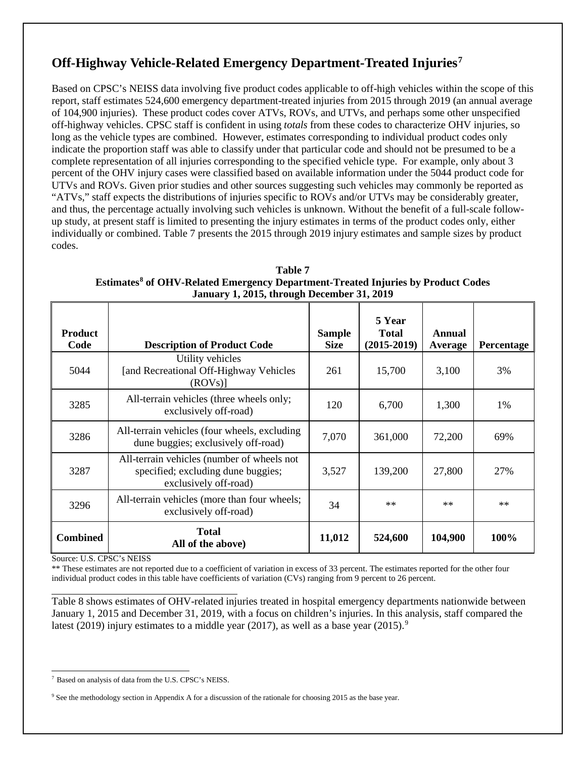## Off-Highway Vehicle-Related Emergency Department-Treated Injuries[7]

Based on CPSC's NEISS data involving five product codes applicable to off-high vehicles within the scope of this report, staff estimates 524,600 emergency department-treated injuries from 2015 through 2019 (an annual average of 104,900 injuries). These product codes cover ATVs, ROVs, and UTVs, and perhaps some other unspecified off-highway vehicles. CPSC staff is confident in using *totals* from these codes to characterize OHV injuries, so long as the vehicle types are combined. However, estimates corresponding to individual product codes only indicate the proportion staff was able to classify under that particular code and should not be presumed to be a complete representation of all injuries corresponding to the specified vehicle type. For example, only about 3 percent of the OHV injury cases were classified based on available information under the 5044 product code for UTVs and ROVs. Given prior studies and other sources suggesting such vehicles may commonly be reported as "ATVs," staff expects the distributions of injuries specific to ROVs and/or UTVs may be considerably greater, and thus, the percentage actually involving such vehicles is unknown. Without the benefit of a full-scale follow-up study, at present staff is limited to presenting the injury estimates in terms of the product codes only, either individually or combined. Table 7 presents the 2015 through 2019 injury estimates and sample sizes by product codes.

**Table 7**
**Estimates[8] of OHV-Related Emergency Department-Treated Injuries by Product Codes**
**January 1, 2015, through December 31, 2019**

| Product Code | Description of Product Code | Sample Size | 5 Year Total (2015-2019) | Annual Average | Percentage |
|---|---|---|---|---|---|
| 5044 | Utility vehicles [and Recreational Off-Highway Vehicles (ROVs)] | 261 | 15,700 | 3,100 | 3% |
| 3285 | All-terrain vehicles (three wheels only; exclusively off-road) | 120 | 6,700 | 1,300 | 1% |
| 3286 | All-terrain vehicles (four wheels, excluding dune buggies; exclusively off-road) | 7,070 | 361,000 | 72,200 | 69% |
| 3287 | All-terrain vehicles (number of wheels not specified; excluding dune buggies; exclusively off-road) | 3,527 | 139,200 | 27,800 | 27% |
| 3296 | All-terrain vehicles (more than four wheels; exclusively off-road) | 34 | ** | ** | ** |
| **Combined** | **Total All of the above)** | **11,012** | **524,600** | **104,900** | **100%** |

Source: U.S. CPSC's NEISS

** These estimates are not reported due to a coefficient of variation in excess of 33 percent. The estimates reported for the other four individual product codes in this table have coefficients of variation (CVs) ranging from 9 percent to 26 percent.

Table 8 shows estimates of OHV-related injuries treated in hospital emergency departments nationwide between January 1, 2015 and December 31, 2019, with a focus on children's injuries. In this analysis, staff compared the latest (2019) injury estimates to a middle year (2017), as well as a base year (2015).[9]

[7] Based on analysis of data from the U.S. CPSC's NEISS.

[9] See the methodology section in Appendix A for a discussion of the rationale for choosing 2015 as the base year.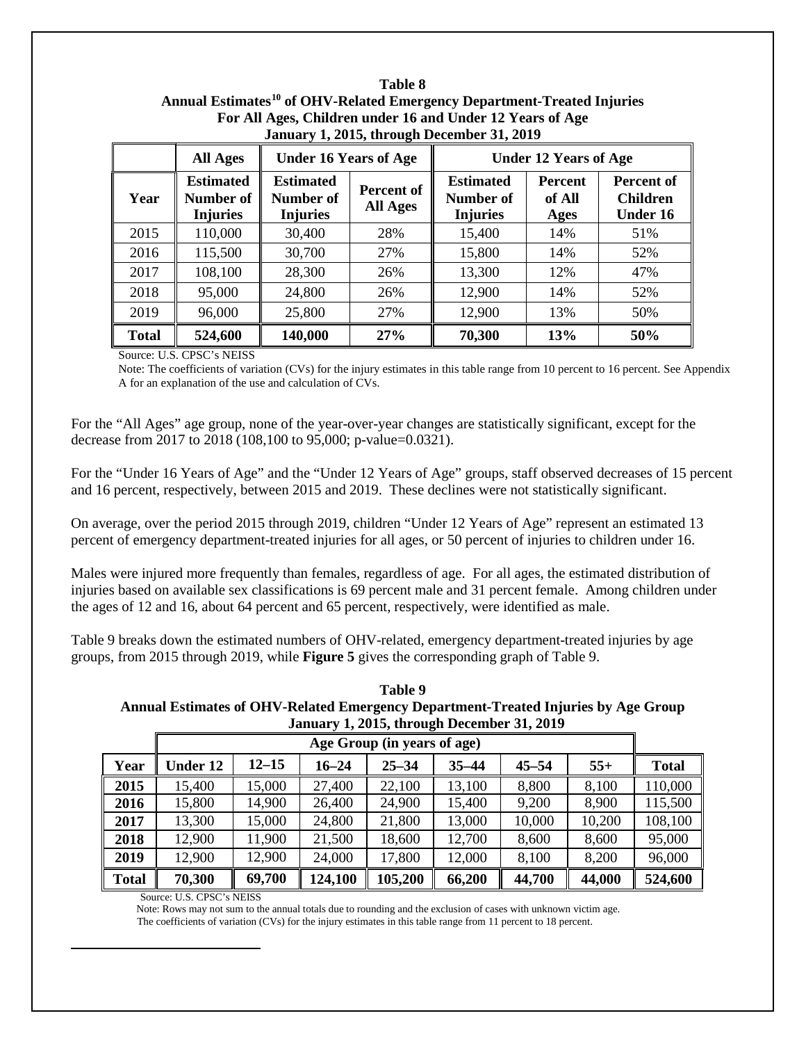**Table 8**
**Annual Estimates[10] of OHV-Related Emergency Department-Treated Injuries**
**For All Ages, Children under 16 and Under 12 Years of Age**
**January 1, 2015, through December 31, 2019**

| | All Ages | Under 16 Years of Age | | Under 12 Years of Age | | |
|---|---|---|---|---|---|---|
| **Year** | **Estimated Number of Injuries** | **Estimated Number of Injuries** | **Percent of All Ages** | **Estimated Number of Injuries** | **Percent of All Ages** | **Percent of Children Under 16** |
| 2015 | 110,000 | 30,400 | 28% | 15,400 | 14% | 51% |
| 2016 | 115,500 | 30,700 | 27% | 15,800 | 14% | 52% |
| 2017 | 108,100 | 28,300 | 26% | 13,300 | 12% | 47% |
| 2018 | 95,000 | 24,800 | 26% | 12,900 | 14% | 52% |
| 2019 | 96,000 | 25,800 | 27% | 12,900 | 13% | 50% |
| **Total** | **524,600** | **140,000** | **27%** | **70,300** | **13%** | **50%** |

Source: U.S. CPSC's NEISS

Note: The coefficients of variation (CVs) for the injury estimates in this table range from 10 percent to 16 percent. See Appendix A for an explanation of the use and calculation of CVs.

For the "All Ages" age group, none of the year-over-year changes are statistically significant, except for the decrease from 2017 to 2018 (108,100 to 95,000; p-value=0.0321).

For the "Under 16 Years of Age" and the "Under 12 Years of Age" groups, staff observed decreases of 15 percent and 16 percent, respectively, between 2015 and 2019. These declines were not statistically significant.

On average, over the period 2015 through 2019, children "Under 12 Years of Age" represent an estimated 13 percent of emergency department-treated injuries for all ages, or 50 percent of injuries to children under 16.

Males were injured more frequently than females, regardless of age. For all ages, the estimated distribution of injuries based on available sex classifications is 69 percent male and 31 percent female. Among children under the ages of 12 and 16, about 64 percent and 65 percent, respectively, were identified as male.

Table 9 breaks down the estimated numbers of OHV-related, emergency department-treated injuries by age groups, from 2015 through 2019, while **Figure 5** gives the corresponding graph of Table 9.

**Table 9**
**Annual Estimates of OHV-Related Emergency Department-Treated Injuries by Age Group**
**January 1, 2015, through December 31, 2019**

| | Age Group (in years of age) | | | | | | | |
|---|---|---|---|---|---|---|---|---|
| **Year** | **Under 12** | **12–15** | **16–24** | **25–34** | **35–44** | **45–54** | **55+** | **Total** |
| **2015** | 15,400 | 15,000 | 27,400 | 22,100 | 13,100 | 8,800 | 8,100 | 110,000 |
| **2016** | 15,800 | 14,900 | 26,400 | 24,900 | 15,400 | 9,200 | 8,900 | 115,500 |
| **2017** | 13,300 | 15,000 | 24,800 | 21,800 | 13,000 | 10,000 | 10,200 | 108,100 |
| **2018** | 12,900 | 11,900 | 21,500 | 18,600 | 12,700 | 8,600 | 8,600 | 95,000 |
| **2019** | 12,900 | 12,900 | 24,000 | 17,800 | 12,000 | 8,100 | 8,200 | 96,000 |
| **Total** | **70,300** | **69,700** | **124,100** | **105,200** | **66,200** | **44,700** | **44,000** | **524,600** |

Source: U.S. CPSC's NEISS

Note: Rows may not sum to the annual totals due to rounding and the exclusion of cases with unknown victim age.
The coefficients of variation (CVs) for the injury estimates in this table range from 11 percent to 18 percent.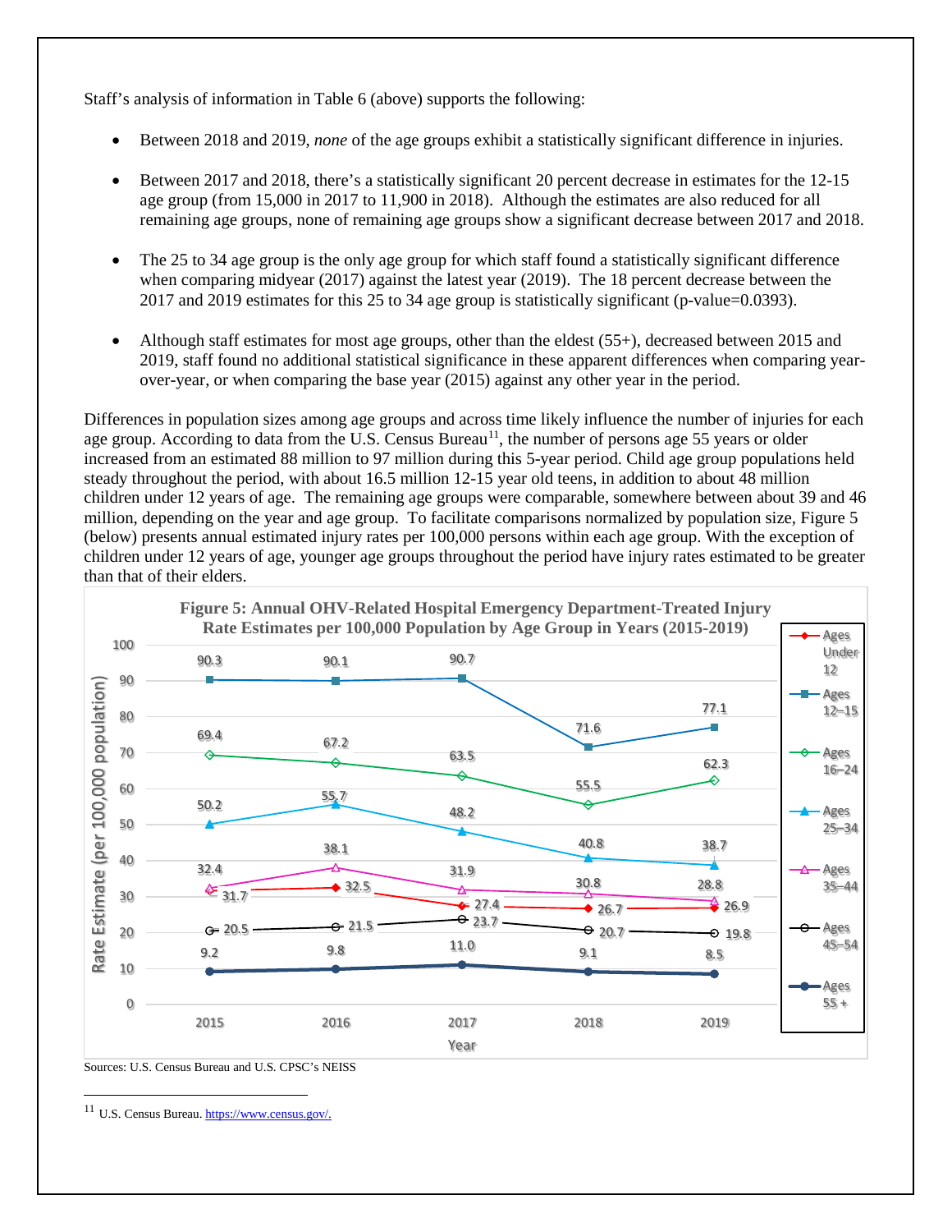Staff's analysis of information in Table 6 (above) supports the following:

- Between 2018 and 2019, *none* of the age groups exhibit a statistically significant difference in injuries.
- Between 2017 and 2018, there's a statistically significant 20 percent decrease in estimates for the 12-15 age group (from 15,000 in 2017 to 11,900 in 2018). Although the estimates are also reduced for all remaining age groups, none of remaining age groups show a significant decrease between 2017 and 2018.
- The 25 to 34 age group is the only age group for which staff found a statistically significant difference when comparing midyear (2017) against the latest year (2019). The 18 percent decrease between the 2017 and 2019 estimates for this 25 to 34 age group is statistically significant (p-value=0.0393).
- Although staff estimates for most age groups, other than the eldest (55+), decreased between 2015 and 2019, staff found no additional statistical significance in these apparent differences when comparing year-over-year, or when comparing the base year (2015) against any other year in the period.

Differences in population sizes among age groups and across time likely influence the number of injuries for each age group. According to data from the U.S. Census Bureau[11], the number of persons age 55 years or older increased from an estimated 88 million to 97 million during this 5-year period. Child age group populations held steady throughout the period, with about 16.5 million 12-15 year old teens, in addition to about 48 million children under 12 years of age. The remaining age groups were comparable, somewhere between about 39 and 46 million, depending on the year and age group. To facilitate comparisons normalized by population size, Figure 5 (below) presents annual estimated injury rates per 100,000 persons within each age group. With the exception of children under 12 years of age, younger age groups throughout the period have injury rates estimated to be greater than that of their elders.

**Figure 5: Annual OHV-Related Hospital Emergency Department-Treated Injury Rate Estimates per 100,000 Population by Age Group in Years (2015-2019)**

| Age Group | 2015 | 2016 | 2017 | 2018 | 2019 |
|---|---|---|---|---|---|
| Ages Under 12 | 31.7 | 32.5 | 27.4 | 26.7 | 26.9 |
| Ages 12–15 | 90.3 | 90.1 | 90.7 | 71.6 | 77.1 |
| Ages 16–24 | 69.4 | 67.2 | 63.5 | 55.5 | 62.3 |
| Ages 25–34 | 50.2 | 55.7 | 48.2 | 40.8 | 38.7 |
| Ages 35–44 | 32.4 | 38.1 | 31.9 | 30.8 | 28.8 |
| Ages 45–54 | 20.5 | 21.5 | 23.7 | 20.7 | 19.8 |
| Ages 55 + | 9.2 | 9.8 | 11.0 | 9.1 | 8.5 |

Sources: U.S. Census Bureau and U.S. CPSC's NEISS

[11] U.S. Census Bureau. https://www.census.gov/.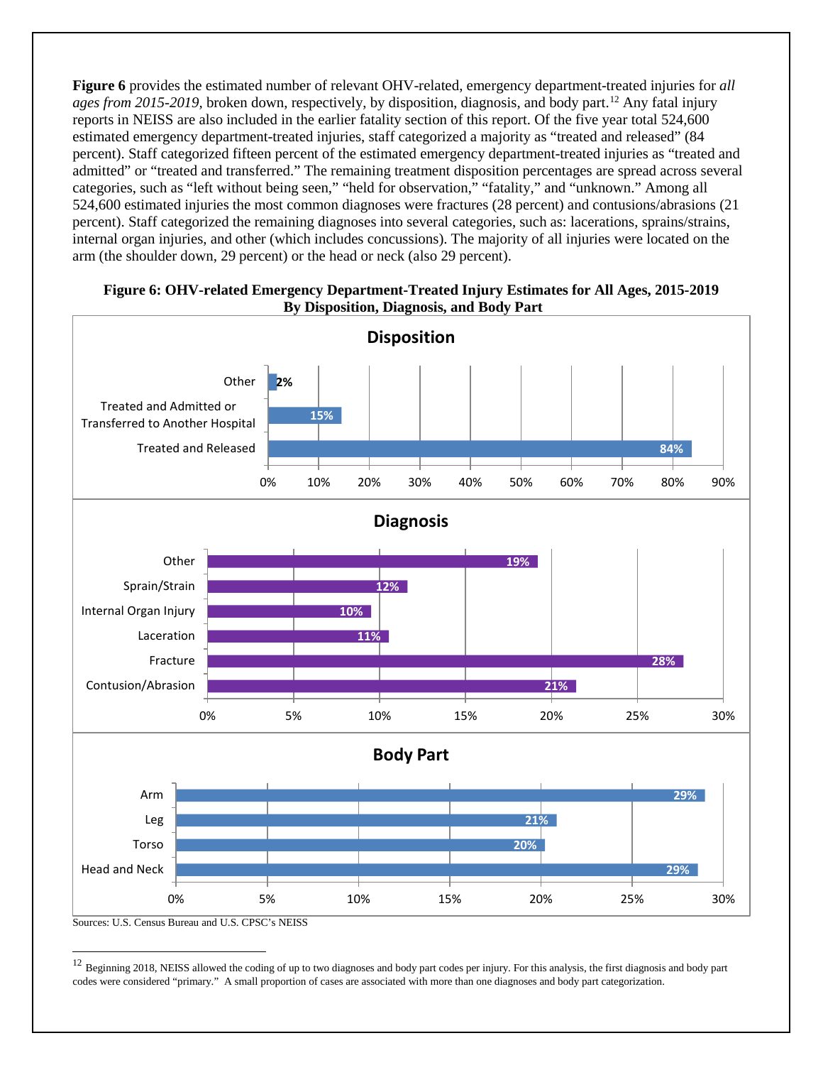**Figure 6** provides the estimated number of relevant OHV-related, emergency department-treated injuries for *all ages from 2015-2019*, broken down, respectively, by disposition, diagnosis, and body part.[12] Any fatal injury reports in NEISS are also included in the earlier fatality section of this report. Of the five year total 524,600 estimated emergency department-treated injuries, staff categorized a majority as "treated and released" (84 percent). Staff categorized fifteen percent of the estimated emergency department-treated injuries as "treated and admitted" or "treated and transferred." The remaining treatment disposition percentages are spread across several categories, such as "left without being seen," "held for observation," "fatality," and "unknown." Among all 524,600 estimated injuries the most common diagnoses were fractures (28 percent) and contusions/abrasions (21 percent). Staff categorized the remaining diagnoses into several categories, such as: lacerations, sprains/strains, internal organ injuries, and other (which includes concussions). The majority of all injuries were located on the arm (the shoulder down, 29 percent) or the head or neck (also 29 percent).

**Figure 6: OHV-related Emergency Department-Treated Injury Estimates for All Ages, 2015-2019 By Disposition, Diagnosis, and Body Part**

**Disposition**

| Disposition | Percent |
|---|---|
| Other | 2% |
| Treated and Admitted or Transferred to Another Hospital | 15% |
| Treated and Released | 84% |

**Diagnosis**

| Diagnosis | Percent |
|---|---|
| Other | 19% |
| Sprain/Strain | 12% |
| Internal Organ Injury | 10% |
| Laceration | 11% |
| Fracture | 28% |
| Contusion/Abrasion | 21% |

**Body Part**

| Body Part | Percent |
|---|---|
| Arm | 29% |
| Leg | 21% |
| Torso | 20% |
| Head and Neck | 29% |

Sources: U.S. Census Bureau and U.S. CPSC's NEISS

[12] Beginning 2018, NEISS allowed the coding of up to two diagnoses and body part codes per injury. For this analysis, the first diagnosis and body part codes were considered "primary." A small proportion of cases are associated with more than one diagnoses and body part categorization.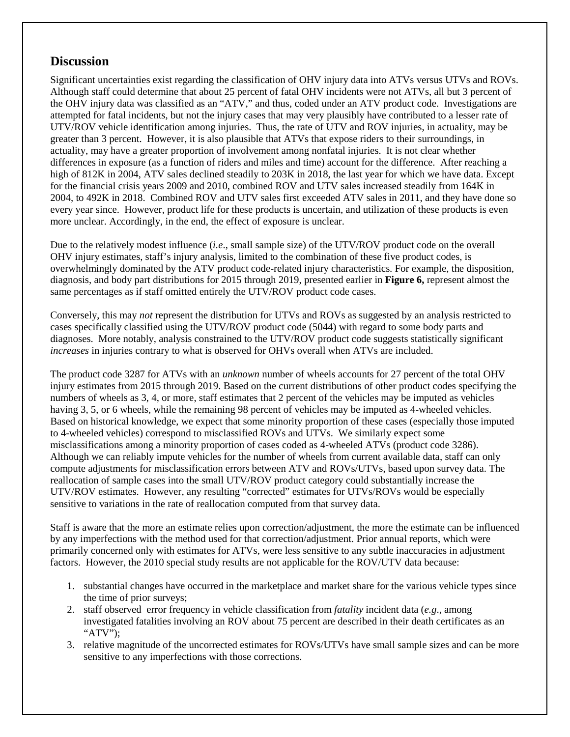## Discussion

Significant uncertainties exist regarding the classification of OHV injury data into ATVs versus UTVs and ROVs. Although staff could determine that about 25 percent of fatal OHV incidents were not ATVs, all but 3 percent of the OHV injury data was classified as an "ATV," and thus, coded under an ATV product code. Investigations are attempted for fatal incidents, but not the injury cases that may very plausibly have contributed to a lesser rate of UTV/ROV vehicle identification among injuries. Thus, the rate of UTV and ROV injuries, in actuality, may be greater than 3 percent. However, it is also plausible that ATVs that expose riders to their surroundings, in actuality, may have a greater proportion of involvement among nonfatal injuries. It is not clear whether differences in exposure (as a function of riders and miles and time) account for the difference. After reaching a high of 812K in 2004, ATV sales declined steadily to 203K in 2018, the last year for which we have data. Except for the financial crisis years 2009 and 2010, combined ROV and UTV sales increased steadily from 164K in 2004, to 492K in 2018. Combined ROV and UTV sales first exceeded ATV sales in 2011, and they have done so every year since. However, product life for these products is uncertain, and utilization of these products is even more unclear. Accordingly, in the end, the effect of exposure is unclear.

Due to the relatively modest influence (*i.e*., small sample size) of the UTV/ROV product code on the overall OHV injury estimates, staff's injury analysis, limited to the combination of these five product codes, is overwhelmingly dominated by the ATV product code-related injury characteristics. For example, the disposition, diagnosis, and body part distributions for 2015 through 2019, presented earlier in **Figure 6,** represent almost the same percentages as if staff omitted entirely the UTV/ROV product code cases.

Conversely, this may *not* represent the distribution for UTVs and ROVs as suggested by an analysis restricted to cases specifically classified using the UTV/ROV product code (5044) with regard to some body parts and diagnoses. More notably, analysis constrained to the UTV/ROV product code suggests statistically significant *increases* in injuries contrary to what is observed for OHVs overall when ATVs are included.

The product code 3287 for ATVs with an *unknown* number of wheels accounts for 27 percent of the total OHV injury estimates from 2015 through 2019. Based on the current distributions of other product codes specifying the numbers of wheels as 3, 4, or more, staff estimates that 2 percent of the vehicles may be imputed as vehicles having 3, 5, or 6 wheels, while the remaining 98 percent of vehicles may be imputed as 4-wheeled vehicles. Based on historical knowledge, we expect that some minority proportion of these cases (especially those imputed to 4-wheeled vehicles) correspond to misclassified ROVs and UTVs. We similarly expect some misclassifications among a minority proportion of cases coded as 4-wheeled ATVs (product code 3286). Although we can reliably impute vehicles for the number of wheels from current available data, staff can only compute adjustments for misclassification errors between ATV and ROVs/UTVs, based upon survey data. The reallocation of sample cases into the small UTV/ROV product category could substantially increase the UTV/ROV estimates. However, any resulting "corrected" estimates for UTVs/ROVs would be especially sensitive to variations in the rate of reallocation computed from that survey data.

Staff is aware that the more an estimate relies upon correction/adjustment, the more the estimate can be influenced by any imperfections with the method used for that correction/adjustment. Prior annual reports, which were primarily concerned only with estimates for ATVs, were less sensitive to any subtle inaccuracies in adjustment factors. However, the 2010 special study results are not applicable for the ROV/UTV data because:

1. substantial changes have occurred in the marketplace and market share for the various vehicle types since the time of prior surveys;
2. staff observed error frequency in vehicle classification from *fatality* incident data (*e.g*., among investigated fatalities involving an ROV about 75 percent are described in their death certificates as an "ATV");
3. relative magnitude of the uncorrected estimates for ROVs/UTVs have small sample sizes and can be more sensitive to any imperfections with those corrections.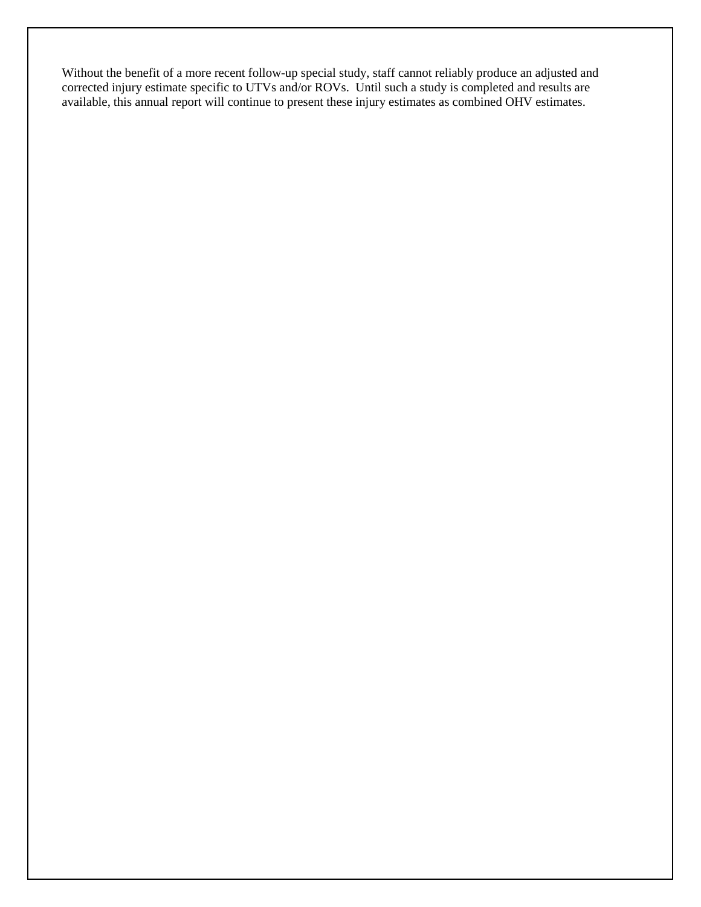Without the benefit of a more recent follow-up special study, staff cannot reliably produce an adjusted and corrected injury estimate specific to UTVs and/or ROVs. Until such a study is completed and results are available, this annual report will continue to present these injury estimates as combined OHV estimates.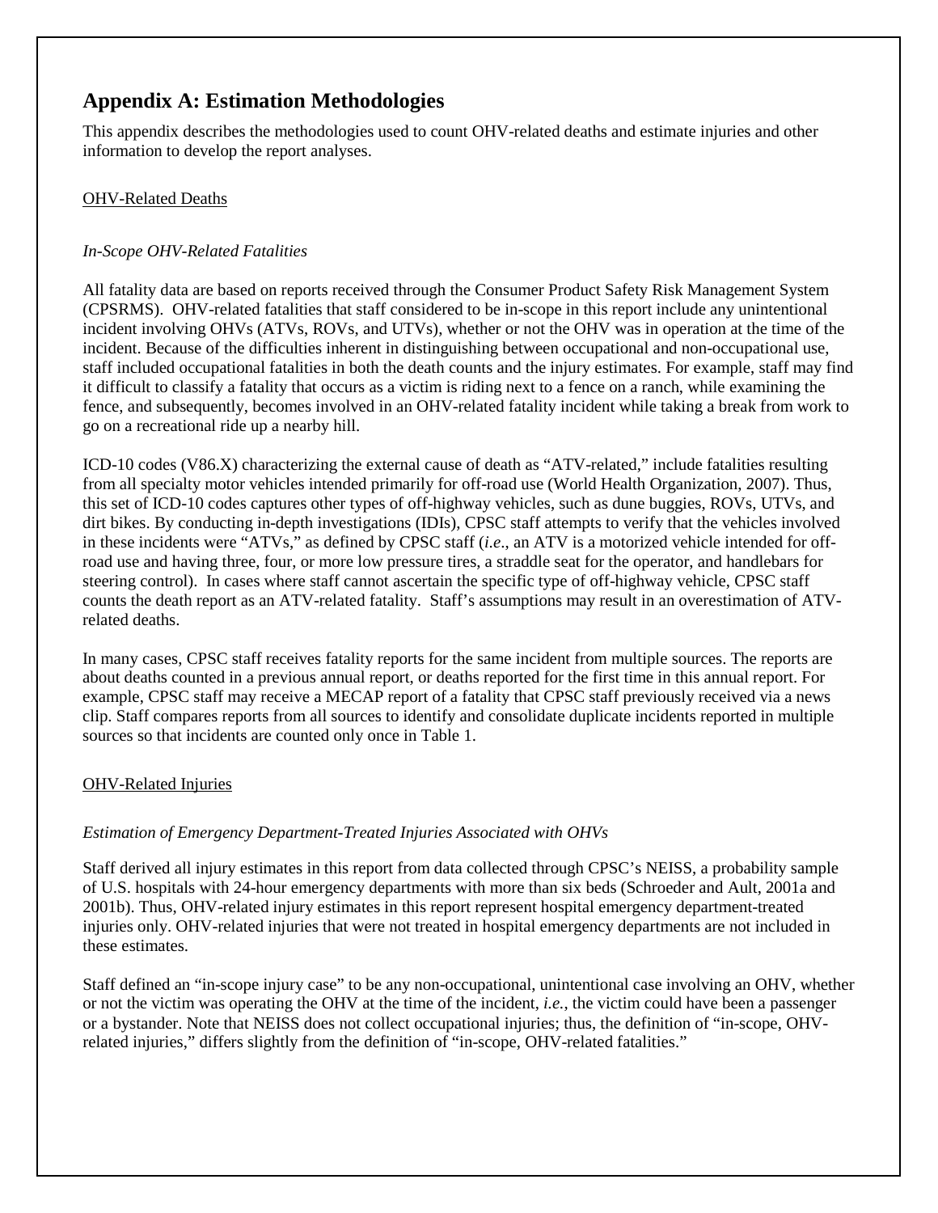## Appendix A: Estimation Methodologies

This appendix describes the methodologies used to count OHV-related deaths and estimate injuries and other information to develop the report analyses.

<u>OHV-Related Deaths</u>

*In-Scope OHV-Related Fatalities*

All fatality data are based on reports received through the Consumer Product Safety Risk Management System (CPSRMS). OHV-related fatalities that staff considered to be in-scope in this report include any unintentional incident involving OHVs (ATVs, ROVs, and UTVs), whether or not the OHV was in operation at the time of the incident. Because of the difficulties inherent in distinguishing between occupational and non-occupational use, staff included occupational fatalities in both the death counts and the injury estimates. For example, staff may find it difficult to classify a fatality that occurs as a victim is riding next to a fence on a ranch, while examining the fence, and subsequently, becomes involved in an OHV-related fatality incident while taking a break from work to go on a recreational ride up a nearby hill.

ICD-10 codes (V86.X) characterizing the external cause of death as "ATV-related," include fatalities resulting from all specialty motor vehicles intended primarily for off-road use (World Health Organization, 2007). Thus, this set of ICD-10 codes captures other types of off-highway vehicles, such as dune buggies, ROVs, UTVs, and dirt bikes. By conducting in-depth investigations (IDIs), CPSC staff attempts to verify that the vehicles involved in these incidents were "ATVs," as defined by CPSC staff (*i.e.*, an ATV is a motorized vehicle intended for off-road use and having three, four, or more low pressure tires, a straddle seat for the operator, and handlebars for steering control). In cases where staff cannot ascertain the specific type of off-highway vehicle, CPSC staff counts the death report as an ATV-related fatality. Staff's assumptions may result in an overestimation of ATV-related deaths.

In many cases, CPSC staff receives fatality reports for the same incident from multiple sources. The reports are about deaths counted in a previous annual report, or deaths reported for the first time in this annual report. For example, CPSC staff may receive a MECAP report of a fatality that CPSC staff previously received via a news clip. Staff compares reports from all sources to identify and consolidate duplicate incidents reported in multiple sources so that incidents are counted only once in Table 1.

<u>OHV-Related Injuries</u>

*Estimation of Emergency Department-Treated Injuries Associated with OHVs*

Staff derived all injury estimates in this report from data collected through CPSC's NEISS, a probability sample of U.S. hospitals with 24-hour emergency departments with more than six beds (Schroeder and Ault, 2001a and 2001b). Thus, OHV-related injury estimates in this report represent hospital emergency department-treated injuries only. OHV-related injuries that were not treated in hospital emergency departments are not included in these estimates.

Staff defined an "in-scope injury case" to be any non-occupational, unintentional case involving an OHV, whether or not the victim was operating the OHV at the time of the incident, *i.e.*, the victim could have been a passenger or a bystander. Note that NEISS does not collect occupational injuries; thus, the definition of "in-scope, OHV-related injuries," differs slightly from the definition of "in-scope, OHV-related fatalities."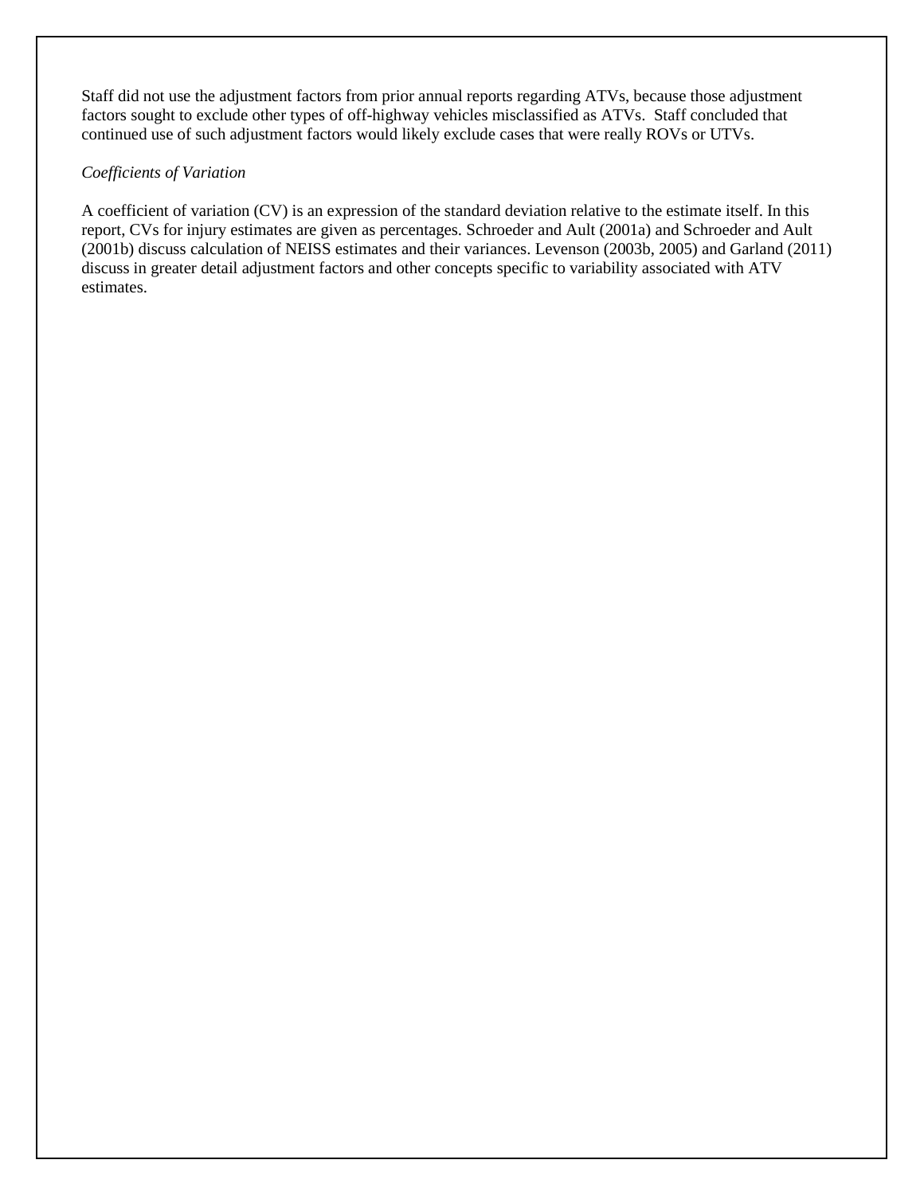Staff did not use the adjustment factors from prior annual reports regarding ATVs, because those adjustment factors sought to exclude other types of off-highway vehicles misclassified as ATVs. Staff concluded that continued use of such adjustment factors would likely exclude cases that were really ROVs or UTVs.

*Coefficients of Variation*

A coefficient of variation (CV) is an expression of the standard deviation relative to the estimate itself. In this report, CVs for injury estimates are given as percentages. Schroeder and Ault (2001a) and Schroeder and Ault (2001b) discuss calculation of NEISS estimates and their variances. Levenson (2003b, 2005) and Garland (2011) discuss in greater detail adjustment factors and other concepts specific to variability associated with ATV estimates.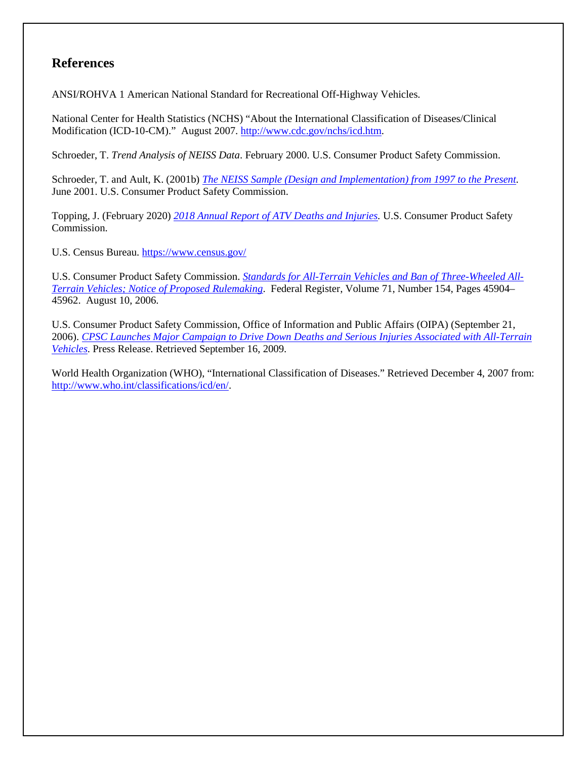## References

ANSI/ROHVA 1 American National Standard for Recreational Off-Highway Vehicles.

National Center for Health Statistics (NCHS) "About the International Classification of Diseases/Clinical Modification (ICD-10-CM)." August 2007. http://www.cdc.gov/nchs/icd.htm.

Schroeder, T. *Trend Analysis of NEISS Data*. February 2000. U.S. Consumer Product Safety Commission.

Schroeder, T. and Ault, K. (2001b) *The NEISS Sample (Design and Implementation) from 1997 to the Present*. June 2001. U.S. Consumer Product Safety Commission.

Topping, J. (February 2020) *2018 Annual Report of ATV Deaths and Injuries.* U.S. Consumer Product Safety Commission.

U.S. Census Bureau. https://www.census.gov/

U.S. Consumer Product Safety Commission. *Standards for All-Terrain Vehicles and Ban of Three-Wheeled All-Terrain Vehicles; Notice of Proposed Rulemaking*. Federal Register, Volume 71, Number 154, Pages 45904–45962. August 10, 2006.

U.S. Consumer Product Safety Commission, Office of Information and Public Affairs (OIPA) (September 21, 2006). *CPSC Launches Major Campaign to Drive Down Deaths and Serious Injuries Associated with All-Terrain Vehicles*. Press Release. Retrieved September 16, 2009.

World Health Organization (WHO), "International Classification of Diseases." Retrieved December 4, 2007 from: http://www.who.int/classifications/icd/en/.